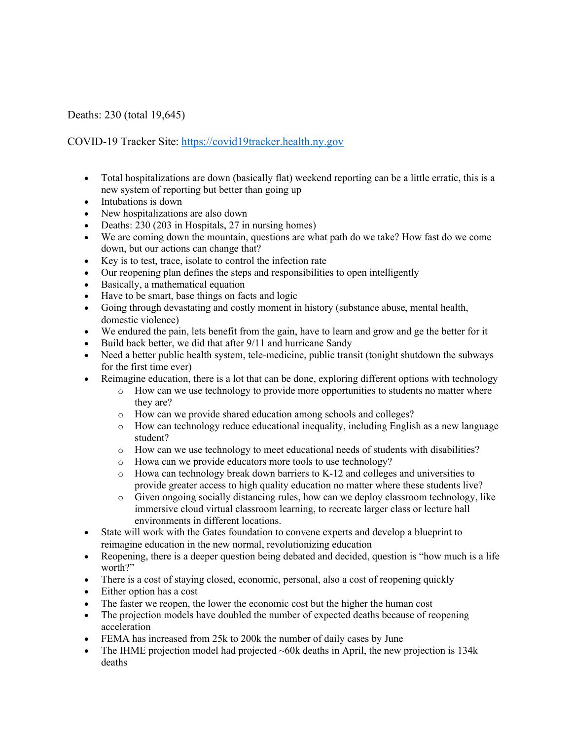Deaths: 230 (total 19,645)

COVID-19 Tracker Site: https://covid19tracker.health.ny.gov

- Total hospitalizations are down (basically flat) weekend reporting can be a little erratic, this is a new system of reporting but better than going up
- Intubations is down
- New hospitalizations are also down
- Deaths: 230 (203 in Hospitals, 27 in nursing homes)
- We are coming down the mountain, questions are what path do we take? How fast do we come down, but our actions can change that?
- Key is to test, trace, isolate to control the infection rate
- Our reopening plan defines the steps and responsibilities to open intelligently
- Basically, a mathematical equation
- Have to be smart, base things on facts and logic
- Going through devastating and costly moment in history (substance abuse, mental health, domestic violence)
- We endured the pain, lets benefit from the gain, have to learn and grow and ge the better for it
- Build back better, we did that after 9/11 and hurricane Sandy
- Need a better public health system, tele-medicine, public transit (tonight shutdown the subways for the first time ever)
- Reimagine education, there is a lot that can be done, exploring different options with technology
  - How can we use technology to provide more opportunities to students no matter where they are?
  - How can we provide shared education among schools and colleges?
  - How can technology reduce educational inequality, including English as a new language student?
  - How can we use technology to meet educational needs of students with disabilities?
  - Howa can we provide educators more tools to use technology?
  - Howa can technology break down barriers to K-12 and colleges and universities to provide greater access to high quality education no matter where these students live?
  - Given ongoing socially distancing rules, how can we deploy classroom technology, like immersive cloud virtual classroom learning, to recreate larger class or lecture hall environments in different locations.
- State will work with the Gates foundation to convene experts and develop a blueprint to reimagine education in the new normal, revolutionizing education
- Reopening, there is a deeper question being debated and decided, question is "how much is a life worth?"
- There is a cost of staying closed, economic, personal, also a cost of reopening quickly
- Either option has a cost
- The faster we reopen, the lower the economic cost but the higher the human cost
- The projection models have doubled the number of expected deaths because of reopening acceleration
- FEMA has increased from 25k to 200k the number of daily cases by June
- The IHME projection model had projected ~60k deaths in April, the new projection is 134k deaths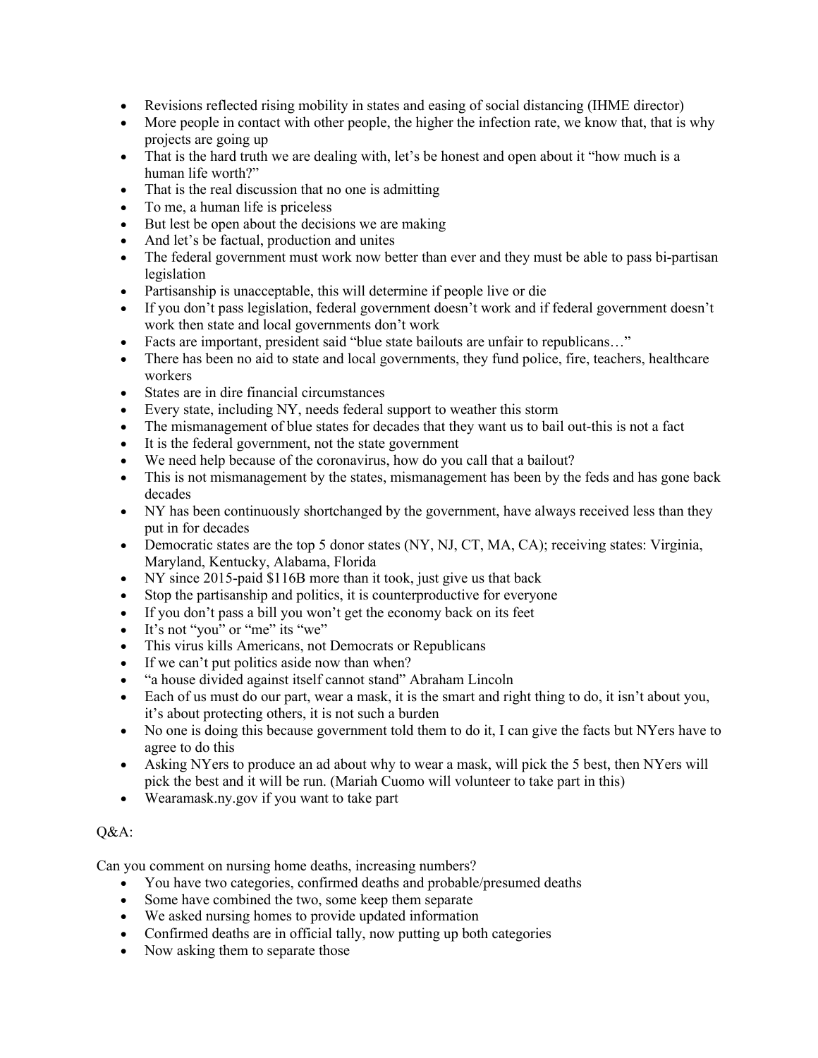- Revisions reflected rising mobility in states and easing of social distancing (IHME director)
- More people in contact with other people, the higher the infection rate, we know that, that is why projects are going up
- That is the hard truth we are dealing with, let's be honest and open about it "how much is a human life worth?"
- That is the real discussion that no one is admitting
- To me, a human life is priceless
- But lest be open about the decisions we are making
- And let's be factual, production and unites
- The federal government must work now better than ever and they must be able to pass bi-partisan legislation
- Partisanship is unacceptable, this will determine if people live or die
- If you don't pass legislation, federal government doesn't work and if federal government doesn't work then state and local governments don't work
- Facts are important, president said "blue state bailouts are unfair to republicans…"
- There has been no aid to state and local governments, they fund police, fire, teachers, healthcare workers
- States are in dire financial circumstances
- Every state, including NY, needs federal support to weather this storm
- The mismanagement of blue states for decades that they want us to bail out-this is not a fact
- It is the federal government, not the state government
- We need help because of the coronavirus, how do you call that a bailout?
- This is not mismanagement by the states, mismanagement has been by the feds and has gone back decades
- NY has been continuously shortchanged by the government, have always received less than they put in for decades
- Democratic states are the top 5 donor states (NY, NJ, CT, MA, CA); receiving states: Virginia, Maryland, Kentucky, Alabama, Florida
- NY since 2015-paid $116B more than it took, just give us that back
- Stop the partisanship and politics, it is counterproductive for everyone
- If you don't pass a bill you won't get the economy back on its feet
- It's not "you" or "me" its "we"
- This virus kills Americans, not Democrats or Republicans
- If we can't put politics aside now than when?
- "a house divided against itself cannot stand" Abraham Lincoln
- Each of us must do our part, wear a mask, it is the smart and right thing to do, it isn't about you, it's about protecting others, it is not such a burden
- No one is doing this because government told them to do it, I can give the facts but NYers have to agree to do this
- Asking NYers to produce an ad about why to wear a mask, will pick the 5 best, then NYers will pick the best and it will be run. (Mariah Cuomo will volunteer to take part in this)
- Wearamask.ny.gov if you want to take part

Q&A:

Can you comment on nursing home deaths, increasing numbers?

- You have two categories, confirmed deaths and probable/presumed deaths
- Some have combined the two, some keep them separate
- We asked nursing homes to provide updated information
- Confirmed deaths are in official tally, now putting up both categories
- Now asking them to separate those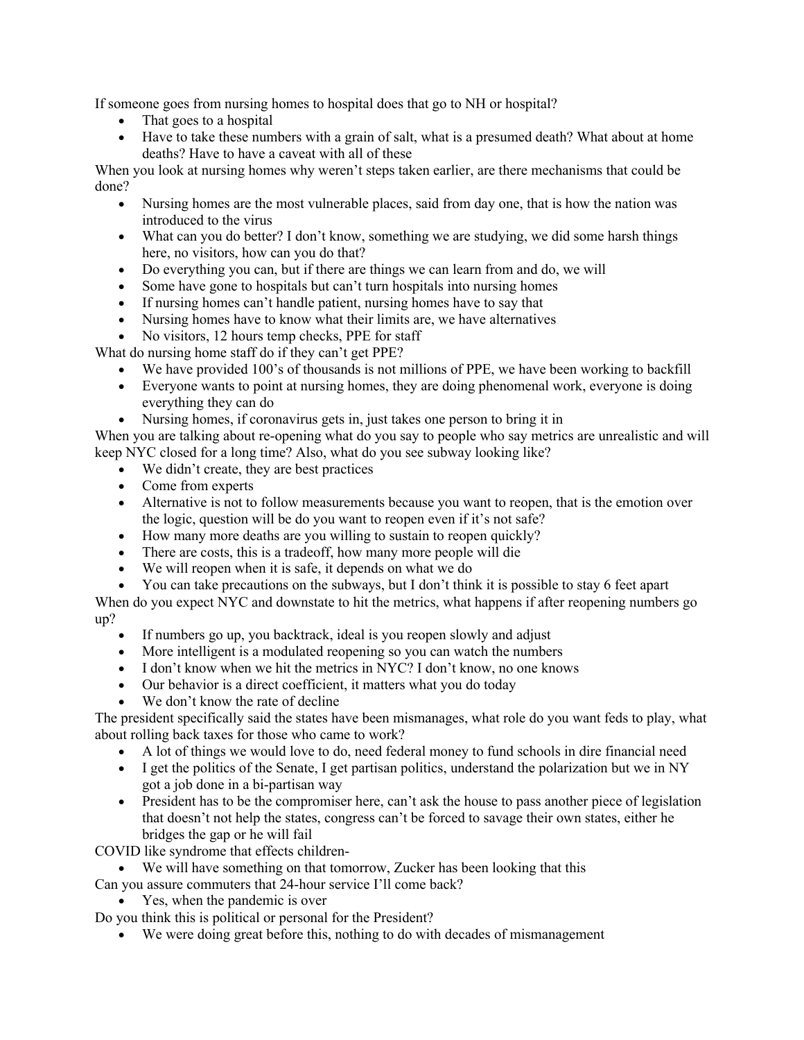If someone goes from nursing homes to hospital does that go to NH or hospital?

- That goes to a hospital
- Have to take these numbers with a grain of salt, what is a presumed death? What about at home deaths? Have to have a caveat with all of these

When you look at nursing homes why weren't steps taken earlier, are there mechanisms that could be done?

- Nursing homes are the most vulnerable places, said from day one, that is how the nation was introduced to the virus
- What can you do better? I don't know, something we are studying, we did some harsh things here, no visitors, how can you do that?
- Do everything you can, but if there are things we can learn from and do, we will
- Some have gone to hospitals but can't turn hospitals into nursing homes
- If nursing homes can't handle patient, nursing homes have to say that
- Nursing homes have to know what their limits are, we have alternatives
- No visitors, 12 hours temp checks, PPE for staff

What do nursing home staff do if they can't get PPE?

- We have provided 100's of thousands is not millions of PPE, we have been working to backfill
- Everyone wants to point at nursing homes, they are doing phenomenal work, everyone is doing everything they can do
- Nursing homes, if coronavirus gets in, just takes one person to bring it in

When you are talking about re-opening what do you say to people who say metrics are unrealistic and will keep NYC closed for a long time? Also, what do you see subway looking like?

- We didn't create, they are best practices
- Come from experts
- Alternative is not to follow measurements because you want to reopen, that is the emotion over the logic, question will be do you want to reopen even if it's not safe?
- How many more deaths are you willing to sustain to reopen quickly?
- There are costs, this is a tradeoff, how many more people will die
- We will reopen when it is safe, it depends on what we do
- You can take precautions on the subways, but I don't think it is possible to stay 6 feet apart

When do you expect NYC and downstate to hit the metrics, what happens if after reopening numbers go up?

- If numbers go up, you backtrack, ideal is you reopen slowly and adjust
- More intelligent is a modulated reopening so you can watch the numbers
- I don't know when we hit the metrics in NYC? I don't know, no one knows
- Our behavior is a direct coefficient, it matters what you do today
- We don't know the rate of decline

The president specifically said the states have been mismanages, what role do you want feds to play, what about rolling back taxes for those who came to work?

- A lot of things we would love to do, need federal money to fund schools in dire financial need
- I get the politics of the Senate, I get partisan politics, understand the polarization but we in NY got a job done in a bi-partisan way
- President has to be the compromiser here, can't ask the house to pass another piece of legislation that doesn't not help the states, congress can't be forced to savage their own states, either he bridges the gap or he will fail

COVID like syndrome that effects children-

- We will have something on that tomorrow, Zucker has been looking that this

Can you assure commuters that 24-hour service I'll come back?

- Yes, when the pandemic is over

Do you think this is political or personal for the President?

- We were doing great before this, nothing to do with decades of mismanagement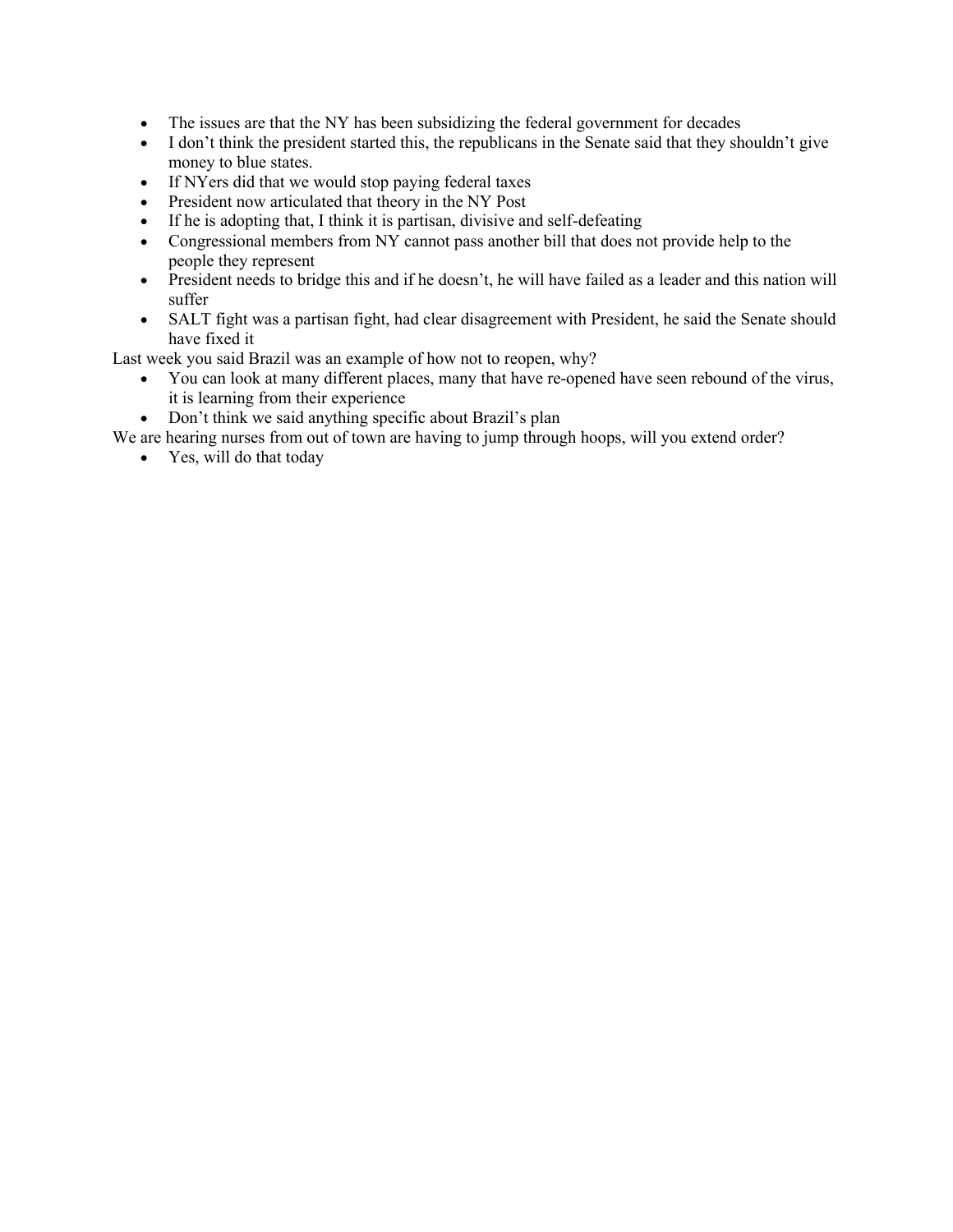- The issues are that the NY has been subsidizing the federal government for decades
- I don't think the president started this, the republicans in the Senate said that they shouldn't give money to blue states.
- If NYers did that we would stop paying federal taxes
- President now articulated that theory in the NY Post
- If he is adopting that, I think it is partisan, divisive and self-defeating
- Congressional members from NY cannot pass another bill that does not provide help to the people they represent
- President needs to bridge this and if he doesn't, he will have failed as a leader and this nation will suffer
- SALT fight was a partisan fight, had clear disagreement with President, he said the Senate should have fixed it

Last week you said Brazil was an example of how not to reopen, why?

- You can look at many different places, many that have re-opened have seen rebound of the virus, it is learning from their experience
- Don't think we said anything specific about Brazil's plan

We are hearing nurses from out of town are having to jump through hoops, will you extend order?

- Yes, will do that today